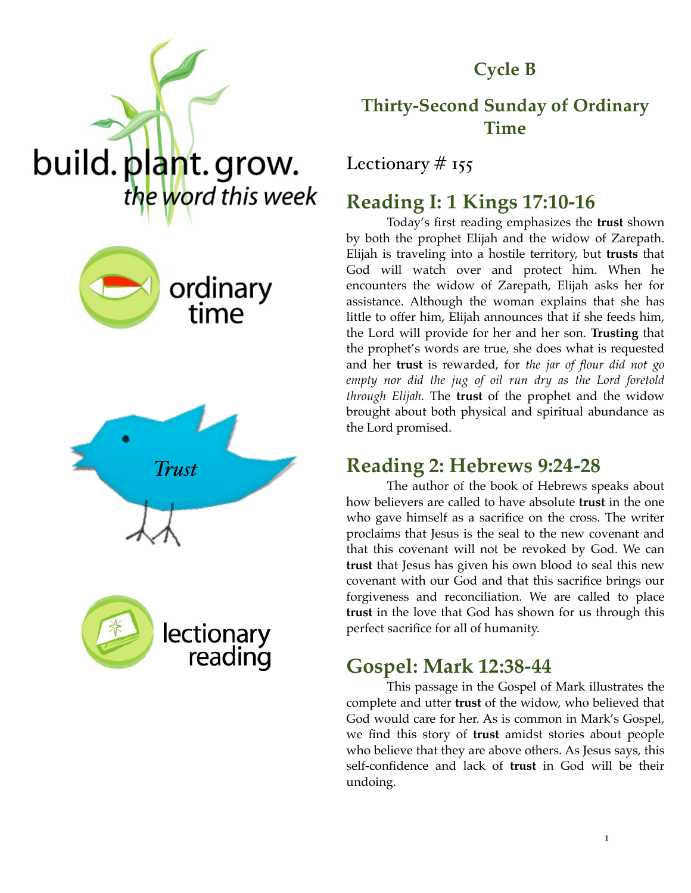build. plant. grow.
*the word this week*

ordinary time

*Trust*

lectionary reading

# Cycle B

# Thirty-Second Sunday of Ordinary Time

Lectionary # 155

## Reading I: 1 Kings 17:10-16

Today's first reading emphasizes the **trust** shown by both the prophet Elijah and the widow of Zarepath. Elijah is traveling into a hostile territory, but **trusts** that God will watch over and protect him. When he encounters the widow of Zarepath, Elijah asks her for assistance. Although the woman explains that she has little to offer him, Elijah announces that if she feeds him, the Lord will provide for her and her son. **Trusting** that the prophet's words are true, she does what is requested and her **trust** is rewarded, for *the jar of flour did not go empty nor did the jug of oil run dry as the Lord foretold through Elijah.* The **trust** of the prophet and the widow brought about both physical and spiritual abundance as the Lord promised.

## Reading 2: Hebrews 9:24-28

The author of the book of Hebrews speaks about how believers are called to have absolute **trust** in the one who gave himself as a sacrifice on the cross. The writer proclaims that Jesus is the seal to the new covenant and that this covenant will not be revoked by God. We can **trust** that Jesus has given his own blood to seal this new covenant with our God and that this sacrifice brings our forgiveness and reconciliation. We are called to place **trust** in the love that God has shown for us through this perfect sacrifice for all of humanity.

## Gospel: Mark 12:38-44

This passage in the Gospel of Mark illustrates the complete and utter **trust** of the widow, who believed that God would care for her. As is common in Mark's Gospel, we find this story of **trust** amidst stories about people who believe that they are above others. As Jesus says, this self-confidence and lack of **trust** in God will be their undoing.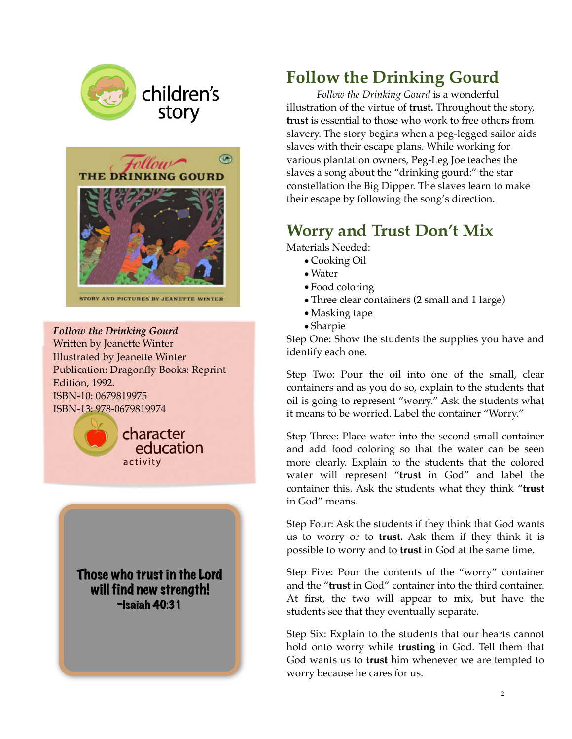children's story

*Follow the Drinking Gourd*
Written by Jeanette Winter
Illustrated by Jeanette Winter
Publication: Dragonfly Books: Reprint Edition, 1992.
ISBN-10: 0679819975
ISBN-13: 978-0679819974

character education activity

**Those who trust in the Lord will find new strength!**
**-Isaiah 40:31**

## Follow the Drinking Gourd

*Follow the Drinking Gourd* is a wonderful illustration of the virtue of **trust.** Throughout the story, **trust** is essential to those who work to free others from slavery. The story begins when a peg-legged sailor aids slaves with their escape plans. While working for various plantation owners, Peg-Leg Joe teaches the slaves a song about the "drinking gourd:" the star constellation the Big Dipper. The slaves learn to make their escape by following the song's direction.

## Worry and Trust Don't Mix

Materials Needed:

- Cooking Oil
- Water
- Food coloring
- Three clear containers (2 small and 1 large)
- Masking tape
- Sharpie

Step One: Show the students the supplies you have and identify each one.

Step Two: Pour the oil into one of the small, clear containers and as you do so, explain to the students that oil is going to represent "worry." Ask the students what it means to be worried. Label the container "Worry."

Step Three: Place water into the second small container and add food coloring so that the water can be seen more clearly. Explain to the students that the colored water will represent "**trust** in God" and label the container this. Ask the students what they think "**trust** in God" means.

Step Four: Ask the students if they think that God wants us to worry or to **trust.** Ask them if they think it is possible to worry and to **trust** in God at the same time.

Step Five: Pour the contents of the "worry" container and the "**trust** in God" container into the third container. At first, the two will appear to mix, but have the students see that they eventually separate.

Step Six: Explain to the students that our hearts cannot hold onto worry while **trusting** in God. Tell them that God wants us to **trust** him whenever we are tempted to worry because he cares for us.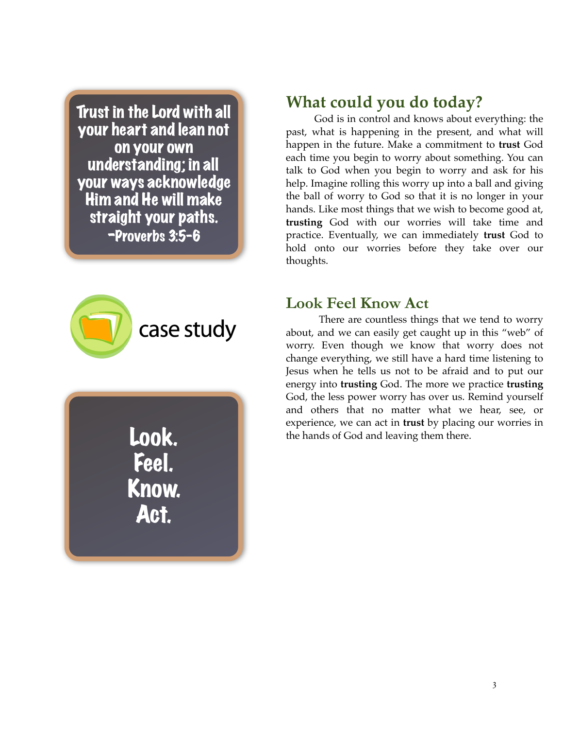Trust in the Lord with all your heart and lean not on your own understanding; in all your ways acknowledge Him and He will make straight your paths.
-Proverbs 3:5-6

case study

Look.
Feel.
Know.
Act.

## What could you do today?

God is in control and knows about everything: the past, what is happening in the present, and what will happen in the future. Make a commitment to **trust** God each time you begin to worry about something. You can talk to God when you begin to worry and ask for his help. Imagine rolling this worry up into a ball and giving the ball of worry to God so that it is no longer in your hands. Like most things that we wish to become good at, **trusting** God with our worries will take time and practice. Eventually, we can immediately **trust** God to hold onto our worries before they take over our thoughts.

## Look Feel Know Act

There are countless things that we tend to worry about, and we can easily get caught up in this "web" of worry. Even though we know that worry does not change everything, we still have a hard time listening to Jesus when he tells us not to be afraid and to put our energy into **trusting** God. The more we practice **trusting** God, the less power worry has over us. Remind yourself and others that no matter what we hear, see, or experience, we can act in **trust** by placing our worries in the hands of God and leaving them there.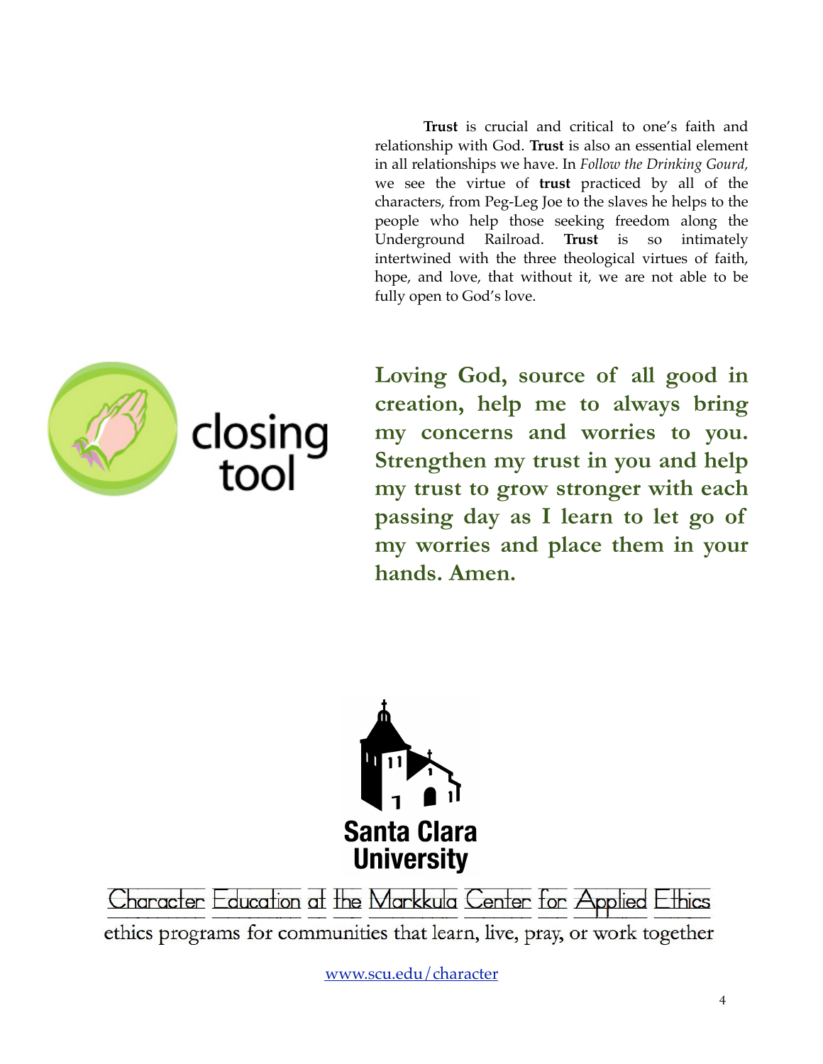**Trust** is crucial and critical to one's faith and relationship with God. **Trust** is also an essential element in all relationships we have. In *Follow the Drinking Gourd,* we see the virtue of **trust** practiced by all of the characters, from Peg-Leg Joe to the slaves he helps to the people who help those seeking freedom along the Underground Railroad. **Trust** is so intimately intertwined with the three theological virtues of faith, hope, and love, that without it, we are not able to be fully open to God's love.

## closing tool

**Loving God, source of all good in creation, help me to always bring my concerns and worries to you. Strengthen my trust in you and help my trust to grow stronger with each passing day as I learn to let go of my worries and place them in your hands. Amen.**

Santa Clara University

Character Education at the Markkula Center for Applied Ethics

ethics programs for communities that learn, live, pray, or work together

www.scu.edu/character